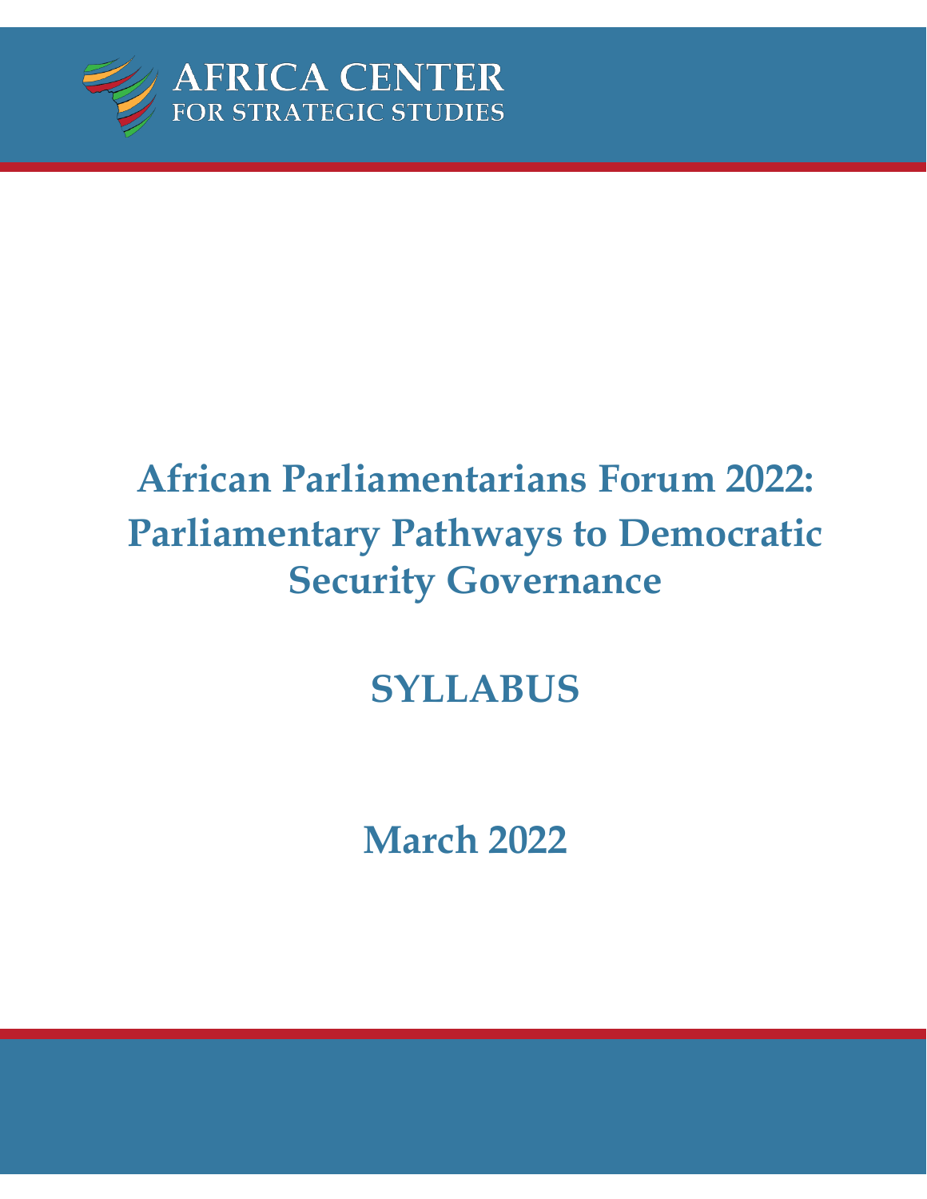AFRICA CENTER
FOR STRATEGIC STUDIES

# African Parliamentarians Forum 2022: Parliamentary Pathways to Democratic Security Governance

# SYLLABUS

## March 2022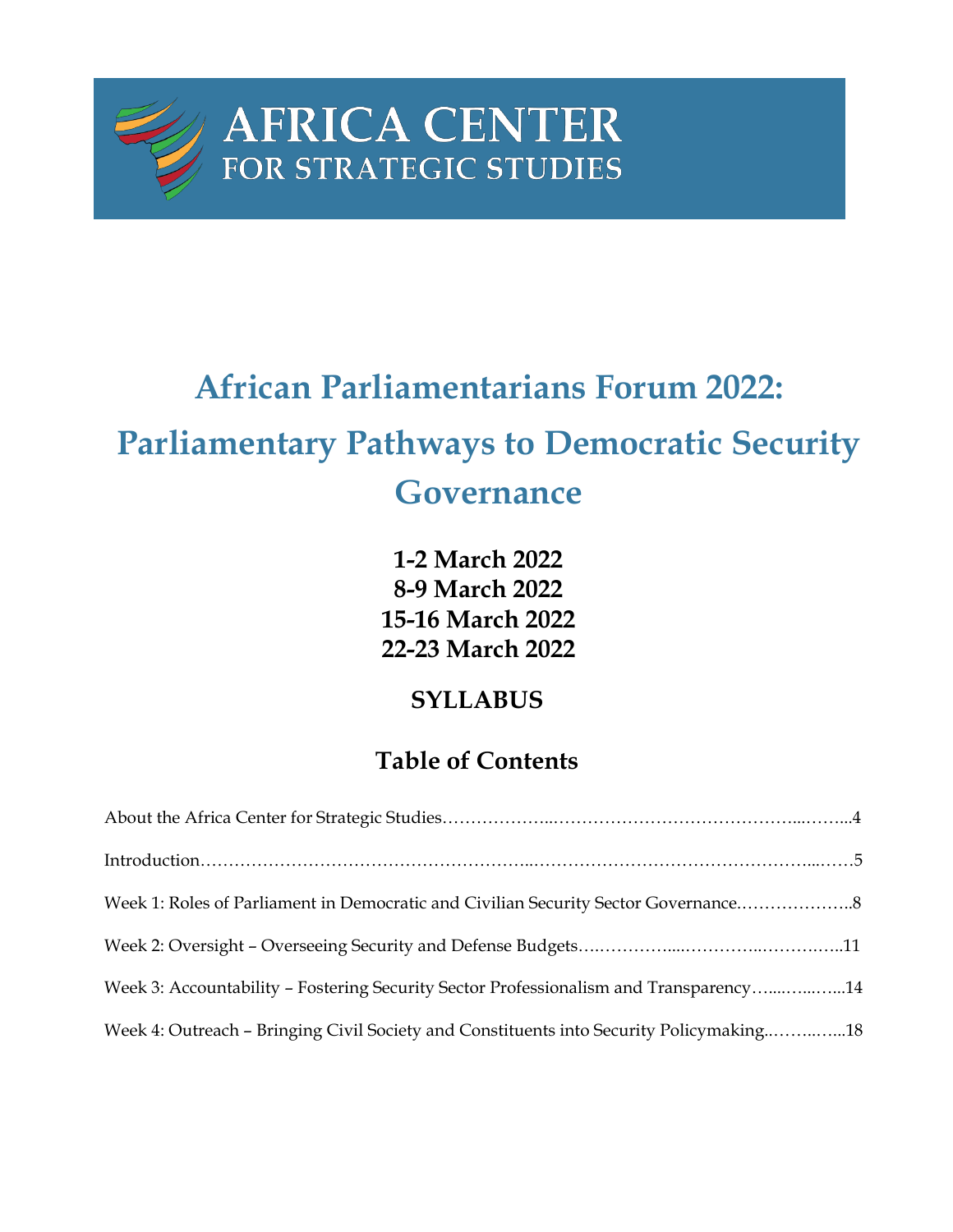AFRICA CENTER
FOR STRATEGIC STUDIES

# African Parliamentarians Forum 2022: Parliamentary Pathways to Democratic Security Governance

**1-2 March 2022**
**8-9 March 2022**
**15-16 March 2022**
**22-23 March 2022**

## SYLLABUS

## Table of Contents

About the Africa Center for Strategic Studies……………….…………………………………...……..4

Introduction……………………………………………….…………………………………………...……5

Week 1: Roles of Parliament in Democratic and Civilian Security Sector Governance………………..8

Week 2: Oversight – Overseeing Security and Defense Budgets….…………....…………..……….…..11

Week 3: Accountability – Fostering Security Sector Professionalism and Transparency…....…...…...14

Week 4: Outreach – Bringing Civil Society and Constituents into Security Policymaking..……..…...18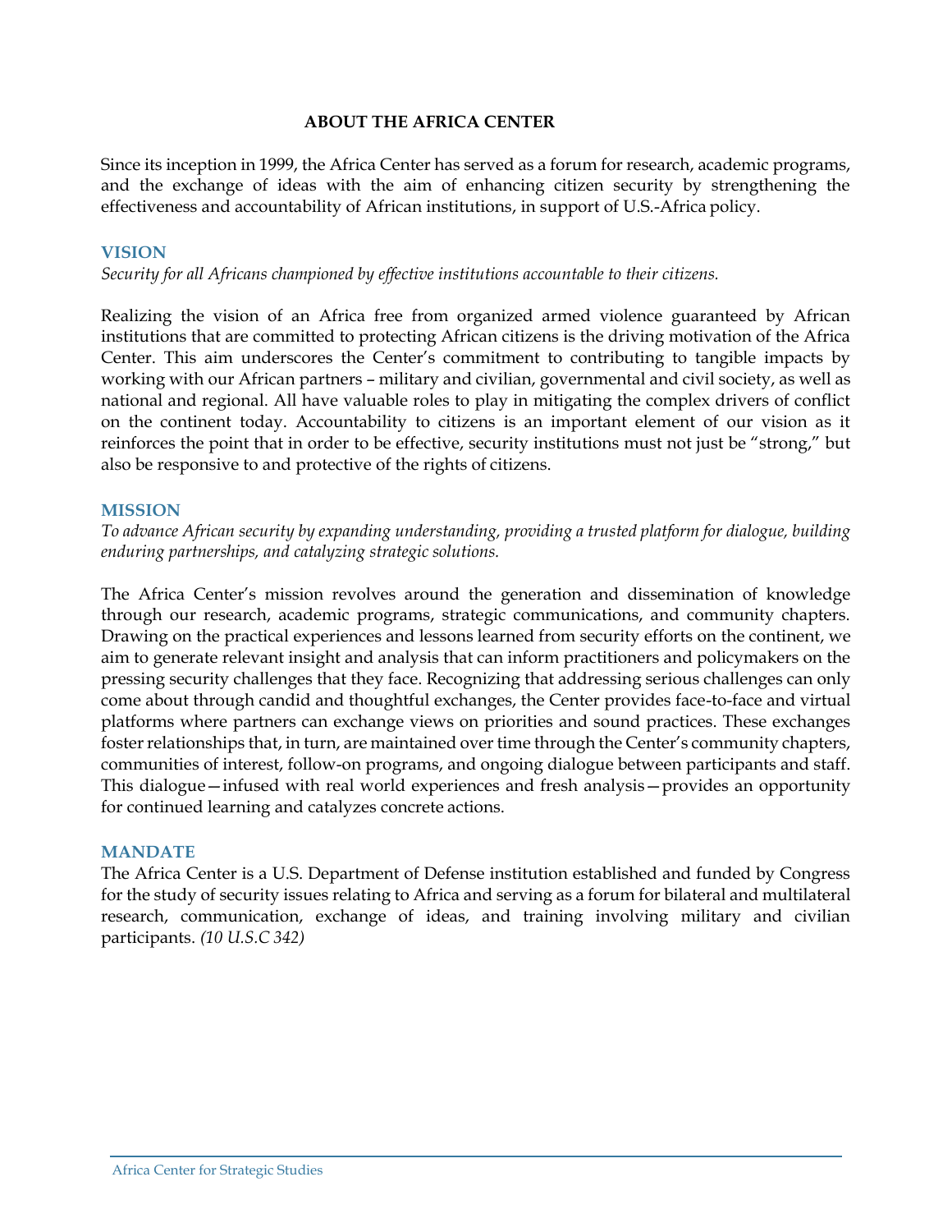## ABOUT THE AFRICA CENTER

Since its inception in 1999, the Africa Center has served as a forum for research, academic programs, and the exchange of ideas with the aim of enhancing citizen security by strengthening the effectiveness and accountability of African institutions, in support of U.S.-Africa policy.

### VISION

*Security for all Africans championed by effective institutions accountable to their citizens.*

Realizing the vision of an Africa free from organized armed violence guaranteed by African institutions that are committed to protecting African citizens is the driving motivation of the Africa Center. This aim underscores the Center's commitment to contributing to tangible impacts by working with our African partners – military and civilian, governmental and civil society, as well as national and regional. All have valuable roles to play in mitigating the complex drivers of conflict on the continent today. Accountability to citizens is an important element of our vision as it reinforces the point that in order to be effective, security institutions must not just be "strong," but also be responsive to and protective of the rights of citizens.

### MISSION

*To advance African security by expanding understanding, providing a trusted platform for dialogue, building enduring partnerships, and catalyzing strategic solutions.*

The Africa Center's mission revolves around the generation and dissemination of knowledge through our research, academic programs, strategic communications, and community chapters. Drawing on the practical experiences and lessons learned from security efforts on the continent, we aim to generate relevant insight and analysis that can inform practitioners and policymakers on the pressing security challenges that they face. Recognizing that addressing serious challenges can only come about through candid and thoughtful exchanges, the Center provides face-to-face and virtual platforms where partners can exchange views on priorities and sound practices. These exchanges foster relationships that, in turn, are maintained over time through the Center's community chapters, communities of interest, follow-on programs, and ongoing dialogue between participants and staff. This dialogue—infused with real world experiences and fresh analysis—provides an opportunity for continued learning and catalyzes concrete actions.

### MANDATE

The Africa Center is a U.S. Department of Defense institution established and funded by Congress for the study of security issues relating to Africa and serving as a forum for bilateral and multilateral research, communication, exchange of ideas, and training involving military and civilian participants. *(10 U.S.C 342)*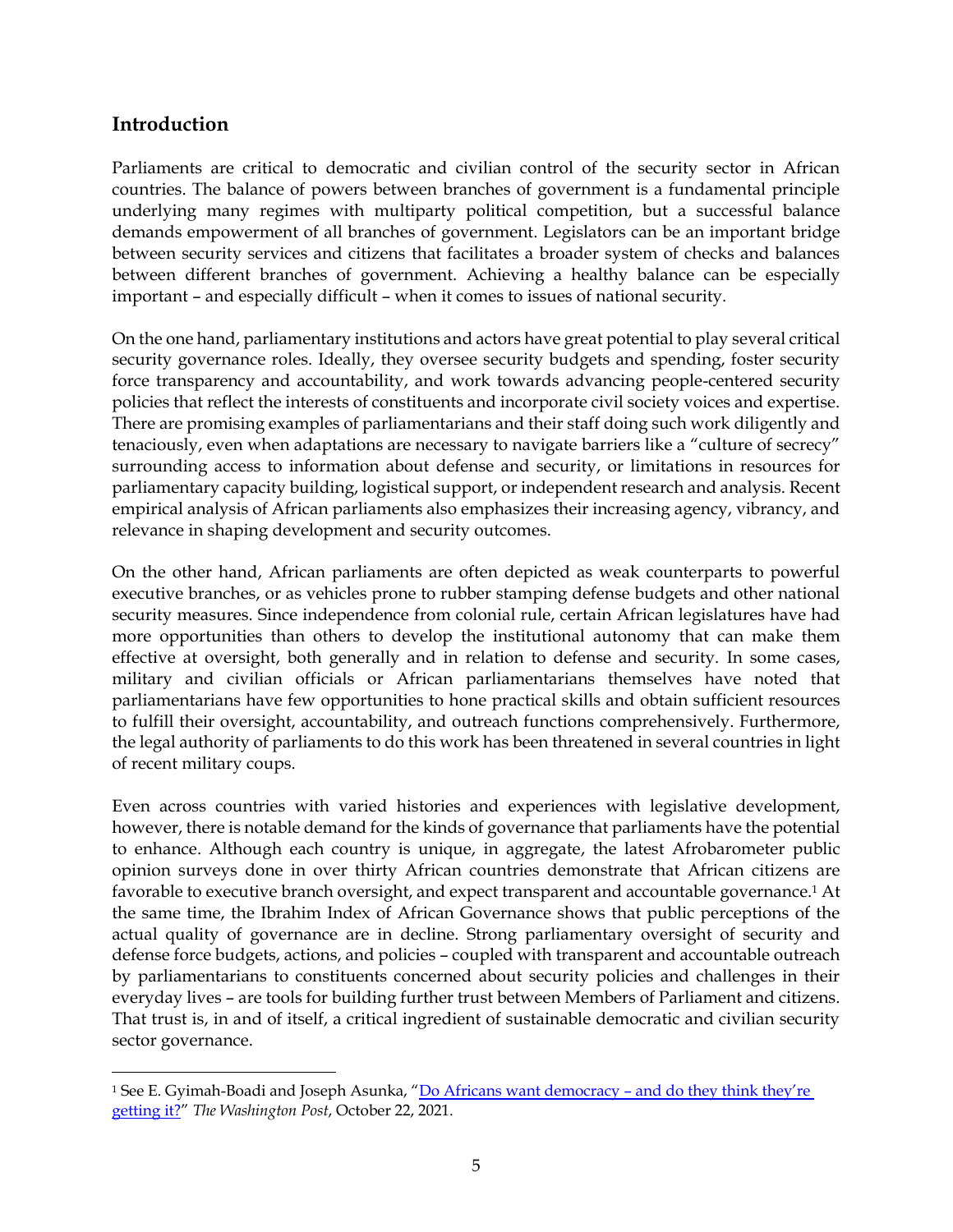## Introduction

Parliaments are critical to democratic and civilian control of the security sector in African countries. The balance of powers between branches of government is a fundamental principle underlying many regimes with multiparty political competition, but a successful balance demands empowerment of all branches of government. Legislators can be an important bridge between security services and citizens that facilitates a broader system of checks and balances between different branches of government. Achieving a healthy balance can be especially important – and especially difficult – when it comes to issues of national security.

On the one hand, parliamentary institutions and actors have great potential to play several critical security governance roles. Ideally, they oversee security budgets and spending, foster security force transparency and accountability, and work towards advancing people-centered security policies that reflect the interests of constituents and incorporate civil society voices and expertise. There are promising examples of parliamentarians and their staff doing such work diligently and tenaciously, even when adaptations are necessary to navigate barriers like a "culture of secrecy" surrounding access to information about defense and security, or limitations in resources for parliamentary capacity building, logistical support, or independent research and analysis. Recent empirical analysis of African parliaments also emphasizes their increasing agency, vibrancy, and relevance in shaping development and security outcomes.

On the other hand, African parliaments are often depicted as weak counterparts to powerful executive branches, or as vehicles prone to rubber stamping defense budgets and other national security measures. Since independence from colonial rule, certain African legislatures have had more opportunities than others to develop the institutional autonomy that can make them effective at oversight, both generally and in relation to defense and security. In some cases, military and civilian officials or African parliamentarians themselves have noted that parliamentarians have few opportunities to hone practical skills and obtain sufficient resources to fulfill their oversight, accountability, and outreach functions comprehensively. Furthermore, the legal authority of parliaments to do this work has been threatened in several countries in light of recent military coups.

Even across countries with varied histories and experiences with legislative development, however, there is notable demand for the kinds of governance that parliaments have the potential to enhance. Although each country is unique, in aggregate, the latest Afrobarometer public opinion surveys done in over thirty African countries demonstrate that African citizens are favorable to executive branch oversight, and expect transparent and accountable governance.[1] At the same time, the Ibrahim Index of African Governance shows that public perceptions of the actual quality of governance are in decline. Strong parliamentary oversight of security and defense force budgets, actions, and policies – coupled with transparent and accountable outreach by parliamentarians to constituents concerned about security policies and challenges in their everyday lives – are tools for building further trust between Members of Parliament and citizens. That trust is, in and of itself, a critical ingredient of sustainable democratic and civilian security sector governance.

---

[1] See E. Gyimah-Boadi and Joseph Asunka, "Do Africans want democracy – and do they think they're getting it?" *The Washington Post*, October 22, 2021.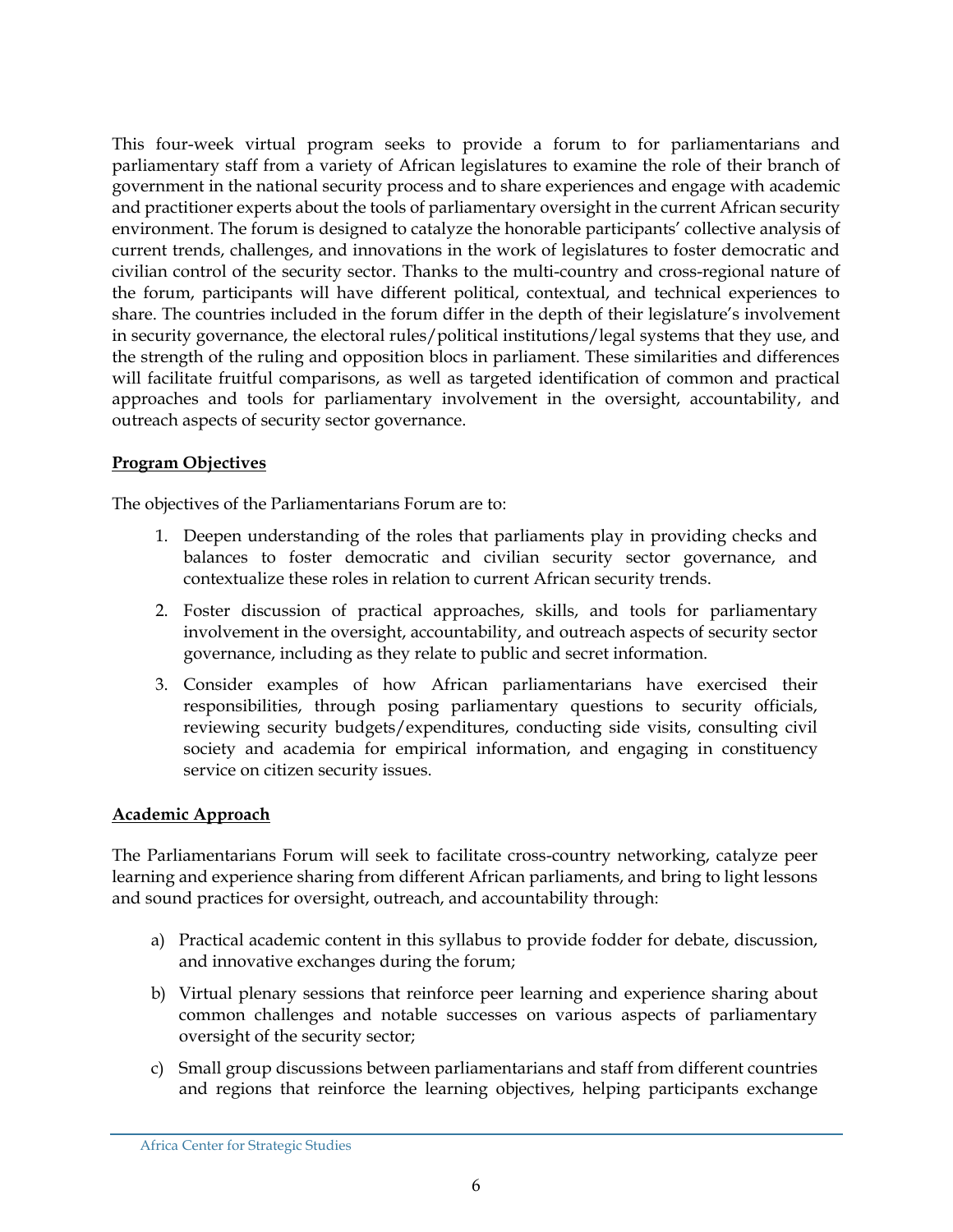This four-week virtual program seeks to provide a forum to for parliamentarians and parliamentary staff from a variety of African legislatures to examine the role of their branch of government in the national security process and to share experiences and engage with academic and practitioner experts about the tools of parliamentary oversight in the current African security environment. The forum is designed to catalyze the honorable participants' collective analysis of current trends, challenges, and innovations in the work of legislatures to foster democratic and civilian control of the security sector. Thanks to the multi-country and cross-regional nature of the forum, participants will have different political, contextual, and technical experiences to share. The countries included in the forum differ in the depth of their legislature's involvement in security governance, the electoral rules/political institutions/legal systems that they use, and the strength of the ruling and opposition blocs in parliament. These similarities and differences will facilitate fruitful comparisons, as well as targeted identification of common and practical approaches and tools for parliamentary involvement in the oversight, accountability, and outreach aspects of security sector governance.

## Program Objectives

The objectives of the Parliamentarians Forum are to:

1. Deepen understanding of the roles that parliaments play in providing checks and balances to foster democratic and civilian security sector governance, and contextualize these roles in relation to current African security trends.
2. Foster discussion of practical approaches, skills, and tools for parliamentary involvement in the oversight, accountability, and outreach aspects of security sector governance, including as they relate to public and secret information.
3. Consider examples of how African parliamentarians have exercised their responsibilities, through posing parliamentary questions to security officials, reviewing security budgets/expenditures, conducting side visits, consulting civil society and academia for empirical information, and engaging in constituency service on citizen security issues.

## Academic Approach

The Parliamentarians Forum will seek to facilitate cross-country networking, catalyze peer learning and experience sharing from different African parliaments, and bring to light lessons and sound practices for oversight, outreach, and accountability through:

a) Practical academic content in this syllabus to provide fodder for debate, discussion, and innovative exchanges during the forum;

b) Virtual plenary sessions that reinforce peer learning and experience sharing about common challenges and notable successes on various aspects of parliamentary oversight of the security sector;

c) Small group discussions between parliamentarians and staff from different countries and regions that reinforce the learning objectives, helping participants exchange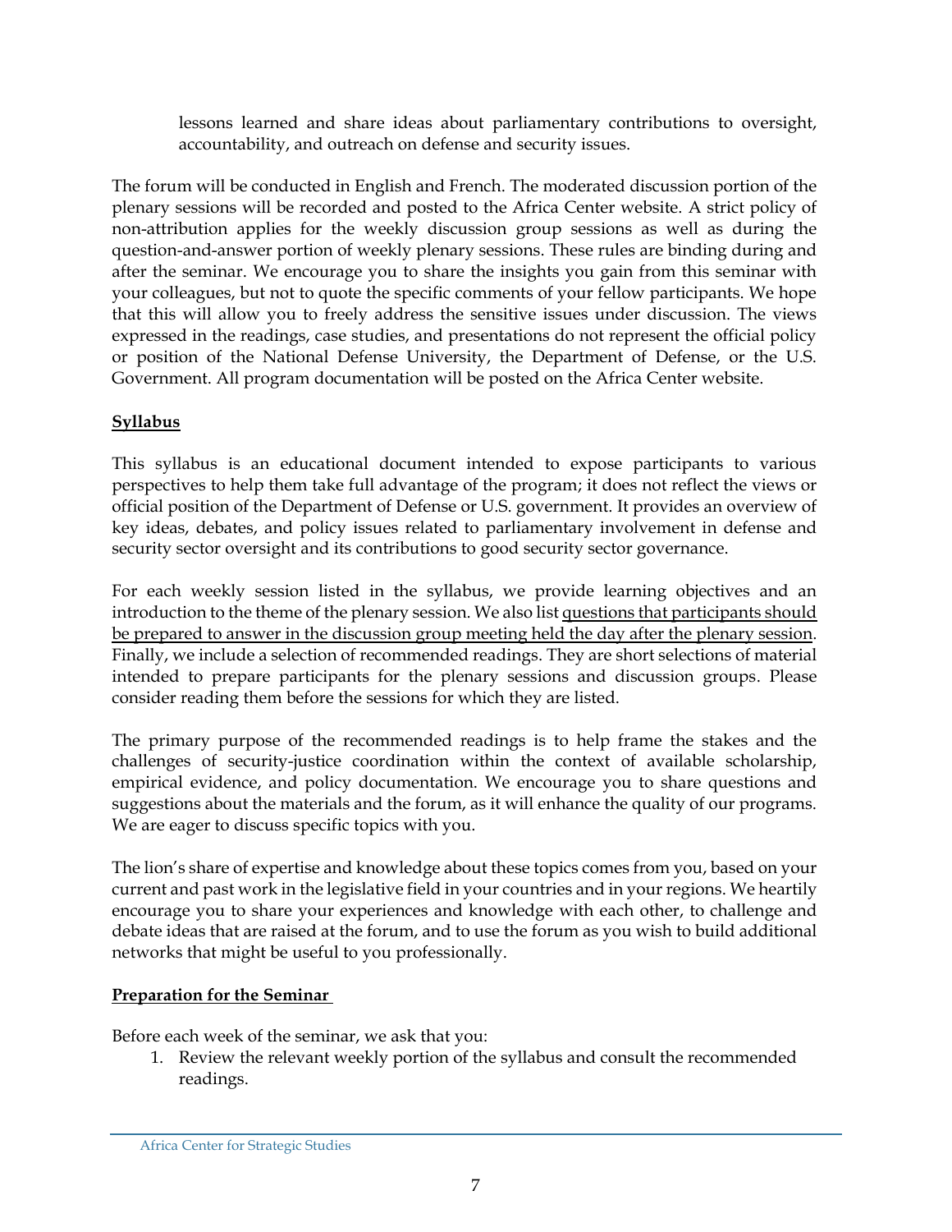lessons learned and share ideas about parliamentary contributions to oversight, accountability, and outreach on defense and security issues.

The forum will be conducted in English and French. The moderated discussion portion of the plenary sessions will be recorded and posted to the Africa Center website. A strict policy of non-attribution applies for the weekly discussion group sessions as well as during the question-and-answer portion of weekly plenary sessions. These rules are binding during and after the seminar. We encourage you to share the insights you gain from this seminar with your colleagues, but not to quote the specific comments of your fellow participants. We hope that this will allow you to freely address the sensitive issues under discussion. The views expressed in the readings, case studies, and presentations do not represent the official policy or position of the National Defense University, the Department of Defense, or the U.S. Government. All program documentation will be posted on the Africa Center website.

## Syllabus

This syllabus is an educational document intended to expose participants to various perspectives to help them take full advantage of the program; it does not reflect the views or official position of the Department of Defense or U.S. government. It provides an overview of key ideas, debates, and policy issues related to parliamentary involvement in defense and security sector oversight and its contributions to good security sector governance.

For each weekly session listed in the syllabus, we provide learning objectives and an introduction to the theme of the plenary session. We also list questions that participants should be prepared to answer in the discussion group meeting held the day after the plenary session. Finally, we include a selection of recommended readings. They are short selections of material intended to prepare participants for the plenary sessions and discussion groups. Please consider reading them before the sessions for which they are listed.

The primary purpose of the recommended readings is to help frame the stakes and the challenges of security-justice coordination within the context of available scholarship, empirical evidence, and policy documentation. We encourage you to share questions and suggestions about the materials and the forum, as it will enhance the quality of our programs. We are eager to discuss specific topics with you.

The lion's share of expertise and knowledge about these topics comes from you, based on your current and past work in the legislative field in your countries and in your regions. We heartily encourage you to share your experiences and knowledge with each other, to challenge and debate ideas that are raised at the forum, and to use the forum as you wish to build additional networks that might be useful to you professionally.

## Preparation for the Seminar

Before each week of the seminar, we ask that you:

1. Review the relevant weekly portion of the syllabus and consult the recommended readings.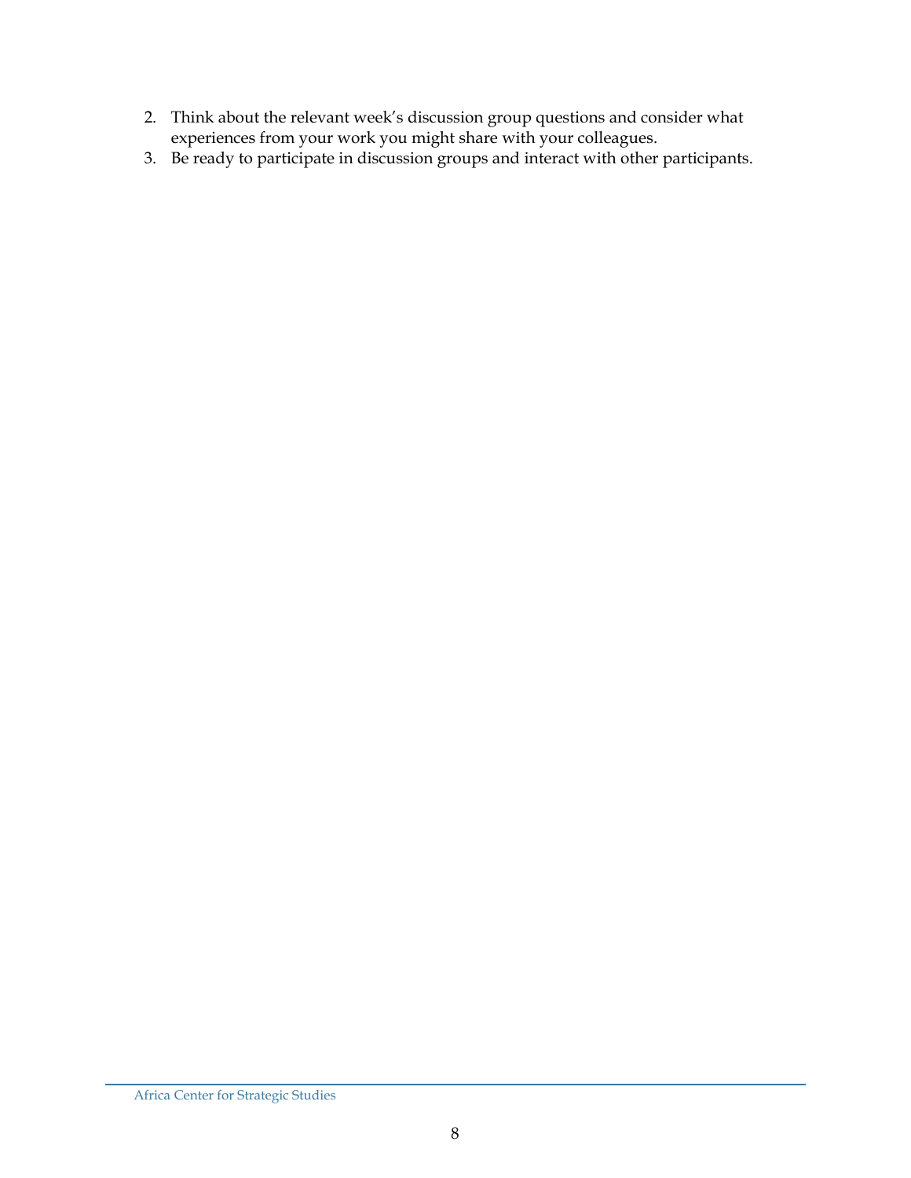2. Think about the relevant week's discussion group questions and consider what experiences from your work you might share with your colleagues.
3. Be ready to participate in discussion groups and interact with other participants.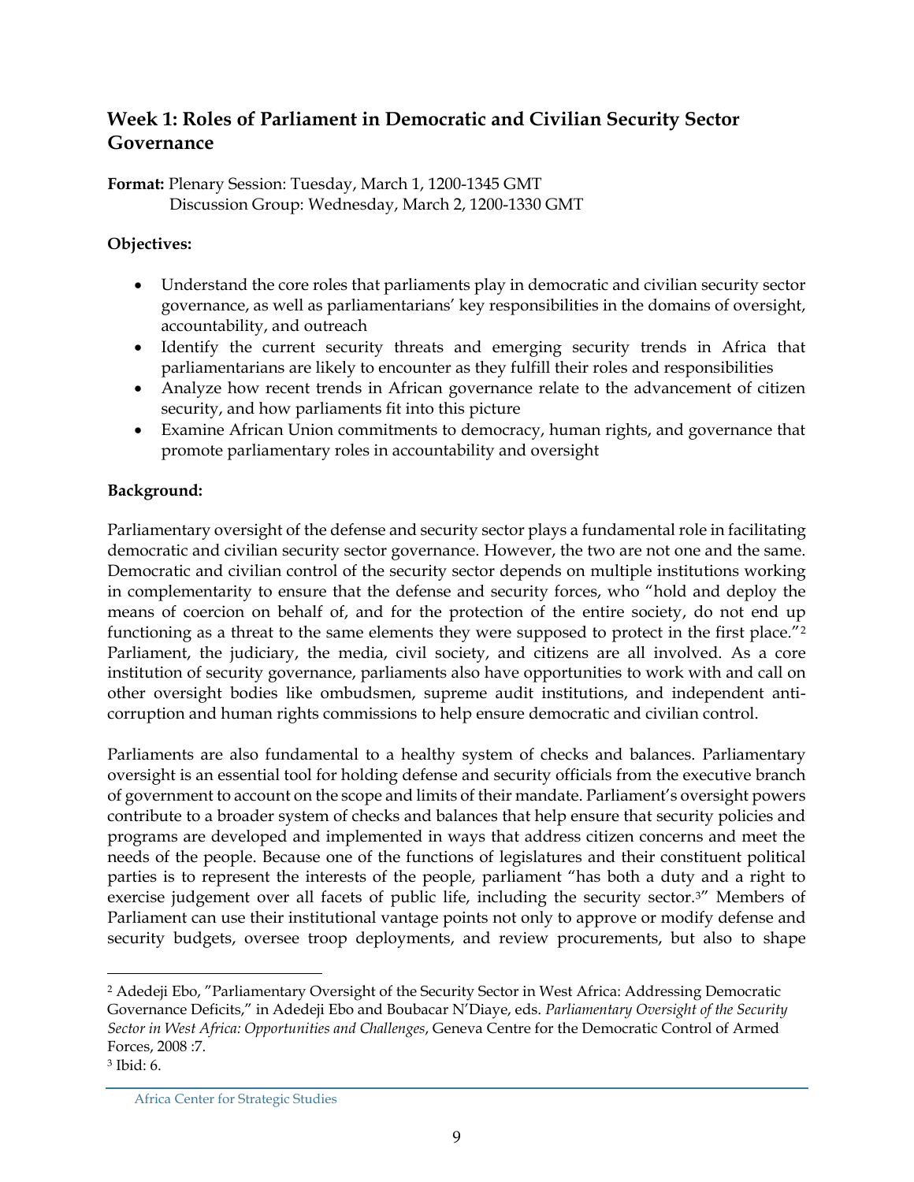## Week 1: Roles of Parliament in Democratic and Civilian Security Sector Governance

**Format:** Plenary Session: Tuesday, March 1, 1200-1345 GMT
Discussion Group: Wednesday, March 2, 1200-1330 GMT

**Objectives:**

- Understand the core roles that parliaments play in democratic and civilian security sector governance, as well as parliamentarians' key responsibilities in the domains of oversight, accountability, and outreach
- Identify the current security threats and emerging security trends in Africa that parliamentarians are likely to encounter as they fulfill their roles and responsibilities
- Analyze how recent trends in African governance relate to the advancement of citizen security, and how parliaments fit into this picture
- Examine African Union commitments to democracy, human rights, and governance that promote parliamentary roles in accountability and oversight

**Background:**

Parliamentary oversight of the defense and security sector plays a fundamental role in facilitating democratic and civilian security sector governance. However, the two are not one and the same. Democratic and civilian control of the security sector depends on multiple institutions working in complementarity to ensure that the defense and security forces, who "hold and deploy the means of coercion on behalf of, and for the protection of the entire society, do not end up functioning as a threat to the same elements they were supposed to protect in the first place."[2] Parliament, the judiciary, the media, civil society, and citizens are all involved. As a core institution of security governance, parliaments also have opportunities to work with and call on other oversight bodies like ombudsmen, supreme audit institutions, and independent anti-corruption and human rights commissions to help ensure democratic and civilian control.

Parliaments are also fundamental to a healthy system of checks and balances. Parliamentary oversight is an essential tool for holding defense and security officials from the executive branch of government to account on the scope and limits of their mandate. Parliament's oversight powers contribute to a broader system of checks and balances that help ensure that security policies and programs are developed and implemented in ways that address citizen concerns and meet the needs of the people. Because one of the functions of legislatures and their constituent political parties is to represent the interests of the people, parliament "has both a duty and a right to exercise judgement over all facets of public life, including the security sector.[3]" Members of Parliament can use their institutional vantage points not only to approve or modify defense and security budgets, oversee troop deployments, and review procurements, but also to shape

[2] Adedeji Ebo, "Parliamentary Oversight of the Security Sector in West Africa: Addressing Democratic Governance Deficits," in Adedeji Ebo and Boubacar N'Diaye, eds. *Parliamentary Oversight of the Security Sector in West Africa: Opportunities and Challenges*, Geneva Centre for the Democratic Control of Armed Forces, 2008 :7.

[3] Ibid: 6.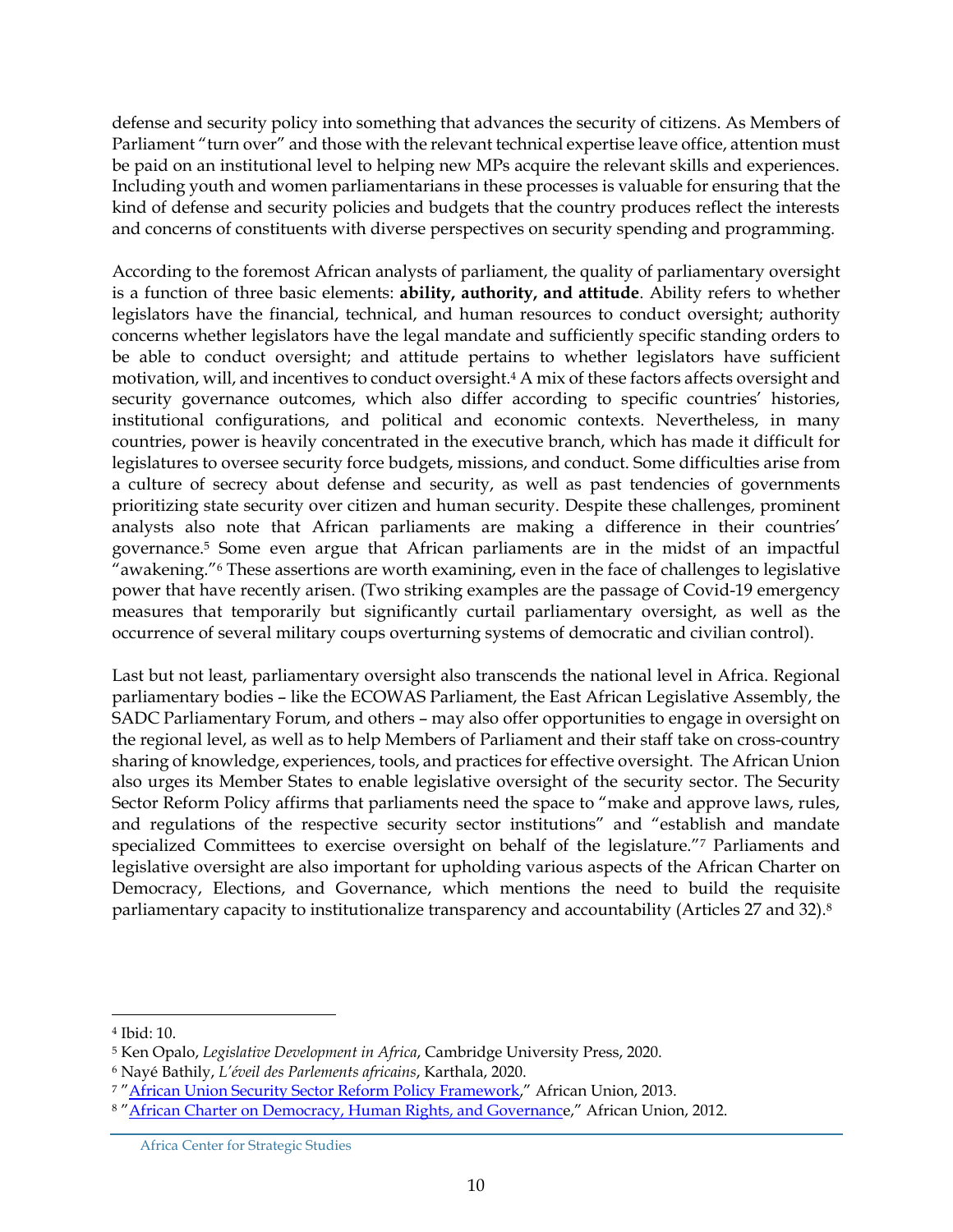defense and security policy into something that advances the security of citizens. As Members of Parliament "turn over" and those with the relevant technical expertise leave office, attention must be paid on an institutional level to helping new MPs acquire the relevant skills and experiences. Including youth and women parliamentarians in these processes is valuable for ensuring that the kind of defense and security policies and budgets that the country produces reflect the interests and concerns of constituents with diverse perspectives on security spending and programming.

According to the foremost African analysts of parliament, the quality of parliamentary oversight is a function of three basic elements: **ability, authority, and attitude**. Ability refers to whether legislators have the financial, technical, and human resources to conduct oversight; authority concerns whether legislators have the legal mandate and sufficiently specific standing orders to be able to conduct oversight; and attitude pertains to whether legislators have sufficient motivation, will, and incentives to conduct oversight.[4] A mix of these factors affects oversight and security governance outcomes, which also differ according to specific countries' histories, institutional configurations, and political and economic contexts. Nevertheless, in many countries, power is heavily concentrated in the executive branch, which has made it difficult for legislatures to oversee security force budgets, missions, and conduct. Some difficulties arise from a culture of secrecy about defense and security, as well as past tendencies of governments prioritizing state security over citizen and human security. Despite these challenges, prominent analysts also note that African parliaments are making a difference in their countries' governance.[5] Some even argue that African parliaments are in the midst of an impactful "awakening."[6] These assertions are worth examining, even in the face of challenges to legislative power that have recently arisen. (Two striking examples are the passage of Covid-19 emergency measures that temporarily but significantly curtail parliamentary oversight, as well as the occurrence of several military coups overturning systems of democratic and civilian control).

Last but not least, parliamentary oversight also transcends the national level in Africa. Regional parliamentary bodies – like the ECOWAS Parliament, the East African Legislative Assembly, the SADC Parliamentary Forum, and others – may also offer opportunities to engage in oversight on the regional level, as well as to help Members of Parliament and their staff take on cross-country sharing of knowledge, experiences, tools, and practices for effective oversight. The African Union also urges its Member States to enable legislative oversight of the security sector. The Security Sector Reform Policy affirms that parliaments need the space to "make and approve laws, rules, and regulations of the respective security sector institutions" and "establish and mandate specialized Committees to exercise oversight on behalf of the legislature."[7] Parliaments and legislative oversight are also important for upholding various aspects of the African Charter on Democracy, Elections, and Governance, which mentions the need to build the requisite parliamentary capacity to institutionalize transparency and accountability (Articles 27 and 32).[8]

---

[4] Ibid: 10.

[5] Ken Opalo, *Legislative Development in Africa*, Cambridge University Press, 2020.

[6] Nayé Bathily, *L'éveil des Parlements africains*, Karthala, 2020.

[7] "African Union Security Sector Reform Policy Framework," African Union, 2013.

[8] "African Charter on Democracy, Human Rights, and Governance," African Union, 2012.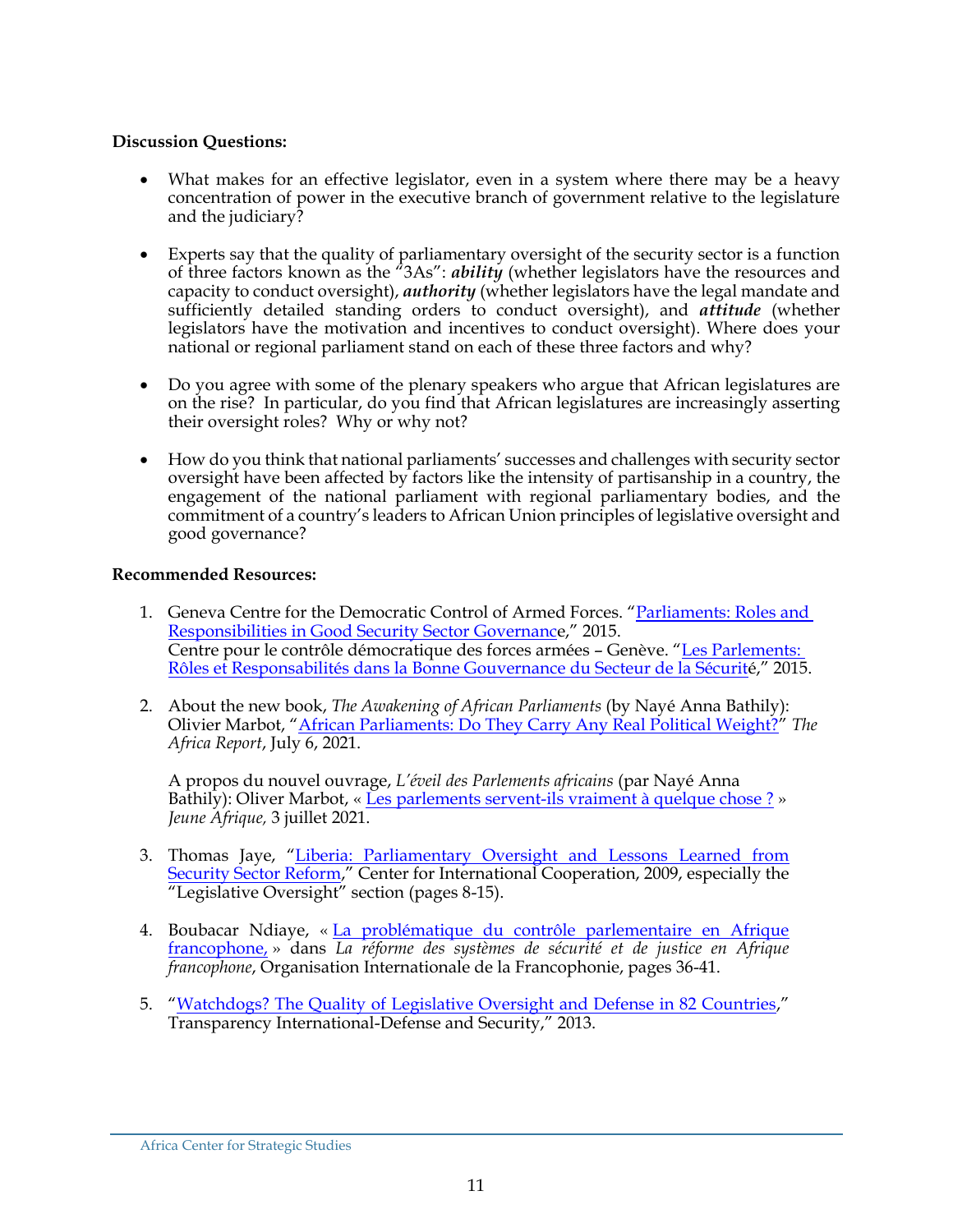**Discussion Questions:**

- What makes for an effective legislator, even in a system where there may be a heavy concentration of power in the executive branch of government relative to the legislature and the judiciary?

- Experts say that the quality of parliamentary oversight of the security sector is a function of three factors known as the "3As": ***ability*** (whether legislators have the resources and capacity to conduct oversight), ***authority*** (whether legislators have the legal mandate and sufficiently detailed standing orders to conduct oversight), and ***attitude*** (whether legislators have the motivation and incentives to conduct oversight). Where does your national or regional parliament stand on each of these three factors and why?

- Do you agree with some of the plenary speakers who argue that African legislatures are on the rise? In particular, do you find that African legislatures are increasingly asserting their oversight roles? Why or why not?

- How do you think that national parliaments' successes and challenges with security sector oversight have been affected by factors like the intensity of partisanship in a country, the engagement of the national parliament with regional parliamentary bodies, and the commitment of a country's leaders to African Union principles of legislative oversight and good governance?

**Recommended Resources:**

1. Geneva Centre for the Democratic Control of Armed Forces. "Parliaments: Roles and Responsibilities in Good Security Sector Governance," 2015.
   Centre pour le contrôle démocratique des forces armées – Genève. "Les Parlements: Rôles et Responsabilités dans la Bonne Gouvernance du Secteur de la Sécurité," 2015.

2. About the new book, *The Awakening of African Parliaments* (by Nayé Anna Bathily): Olivier Marbot, "African Parliaments: Do They Carry Any Real Political Weight?" *The Africa Report*, July 6, 2021.

   A propos du nouvel ouvrage, *L'éveil des Parlements africains* (par Nayé Anna Bathily): Oliver Marbot, « Les parlements servent-ils vraiment à quelque chose ? » *Jeune Afrique,* 3 juillet 2021.

3. Thomas Jaye, "Liberia: Parliamentary Oversight and Lessons Learned from Security Sector Reform," Center for International Cooperation, 2009, especially the "Legislative Oversight" section (pages 8-15).

4. Boubacar Ndiaye, « La problématique du contrôle parlementaire en Afrique francophone, » dans *La réforme des systèmes de sécurité et de justice en Afrique francophone*, Organisation Internationale de la Francophonie, pages 36-41.

5. "Watchdogs? The Quality of Legislative Oversight and Defense in 82 Countries," Transparency International-Defense and Security," 2013.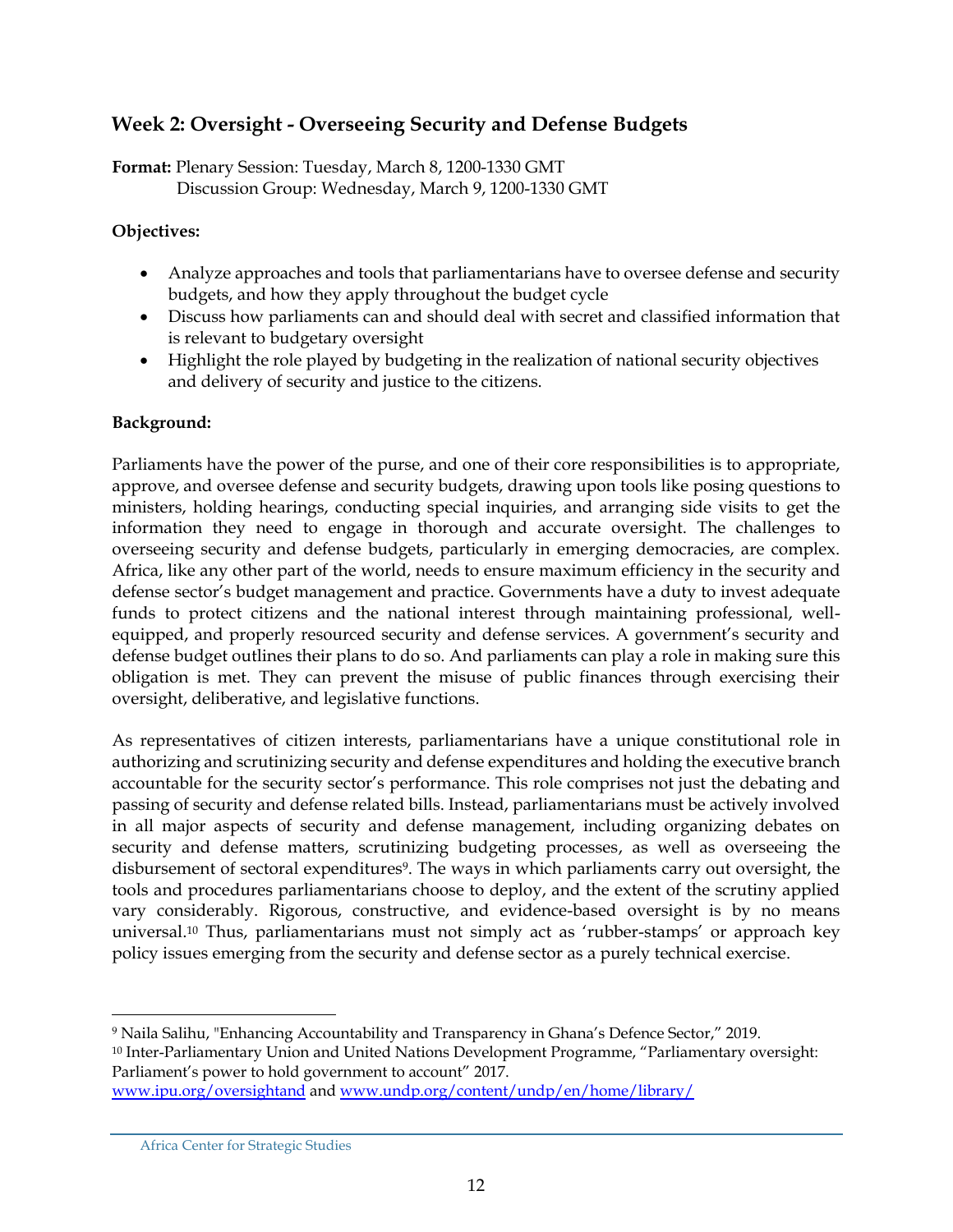## Week 2: Oversight - Overseeing Security and Defense Budgets

**Format:** Plenary Session: Tuesday, March 8, 1200-1330 GMT
Discussion Group: Wednesday, March 9, 1200-1330 GMT

**Objectives:**

- Analyze approaches and tools that parliamentarians have to oversee defense and security budgets, and how they apply throughout the budget cycle
- Discuss how parliaments can and should deal with secret and classified information that is relevant to budgetary oversight
- Highlight the role played by budgeting in the realization of national security objectives and delivery of security and justice to the citizens.

**Background:**

Parliaments have the power of the purse, and one of their core responsibilities is to appropriate, approve, and oversee defense and security budgets, drawing upon tools like posing questions to ministers, holding hearings, conducting special inquiries, and arranging side visits to get the information they need to engage in thorough and accurate oversight. The challenges to overseeing security and defense budgets, particularly in emerging democracies, are complex. Africa, like any other part of the world, needs to ensure maximum efficiency in the security and defense sector's budget management and practice. Governments have a duty to invest adequate funds to protect citizens and the national interest through maintaining professional, well-equipped, and properly resourced security and defense services. A government's security and defense budget outlines their plans to do so. And parliaments can play a role in making sure this obligation is met. They can prevent the misuse of public finances through exercising their oversight, deliberative, and legislative functions.

As representatives of citizen interests, parliamentarians have a unique constitutional role in authorizing and scrutinizing security and defense expenditures and holding the executive branch accountable for the security sector's performance. This role comprises not just the debating and passing of security and defense related bills. Instead, parliamentarians must be actively involved in all major aspects of security and defense management, including organizing debates on security and defense matters, scrutinizing budgeting processes, as well as overseeing the disbursement of sectoral expenditures[9]. The ways in which parliaments carry out oversight, the tools and procedures parliamentarians choose to deploy, and the extent of the scrutiny applied vary considerably. Rigorous, constructive, and evidence-based oversight is by no means universal.[10] Thus, parliamentarians must not simply act as 'rubber-stamps' or approach key policy issues emerging from the security and defense sector as a purely technical exercise.

---

[9] Naila Salihu, "Enhancing Accountability and Transparency in Ghana's Defence Sector," 2019.

[10] Inter-Parliamentary Union and United Nations Development Programme, "Parliamentary oversight: Parliament's power to hold government to account" 2017. www.ipu.org/oversightand and www.undp.org/content/undp/en/home/library/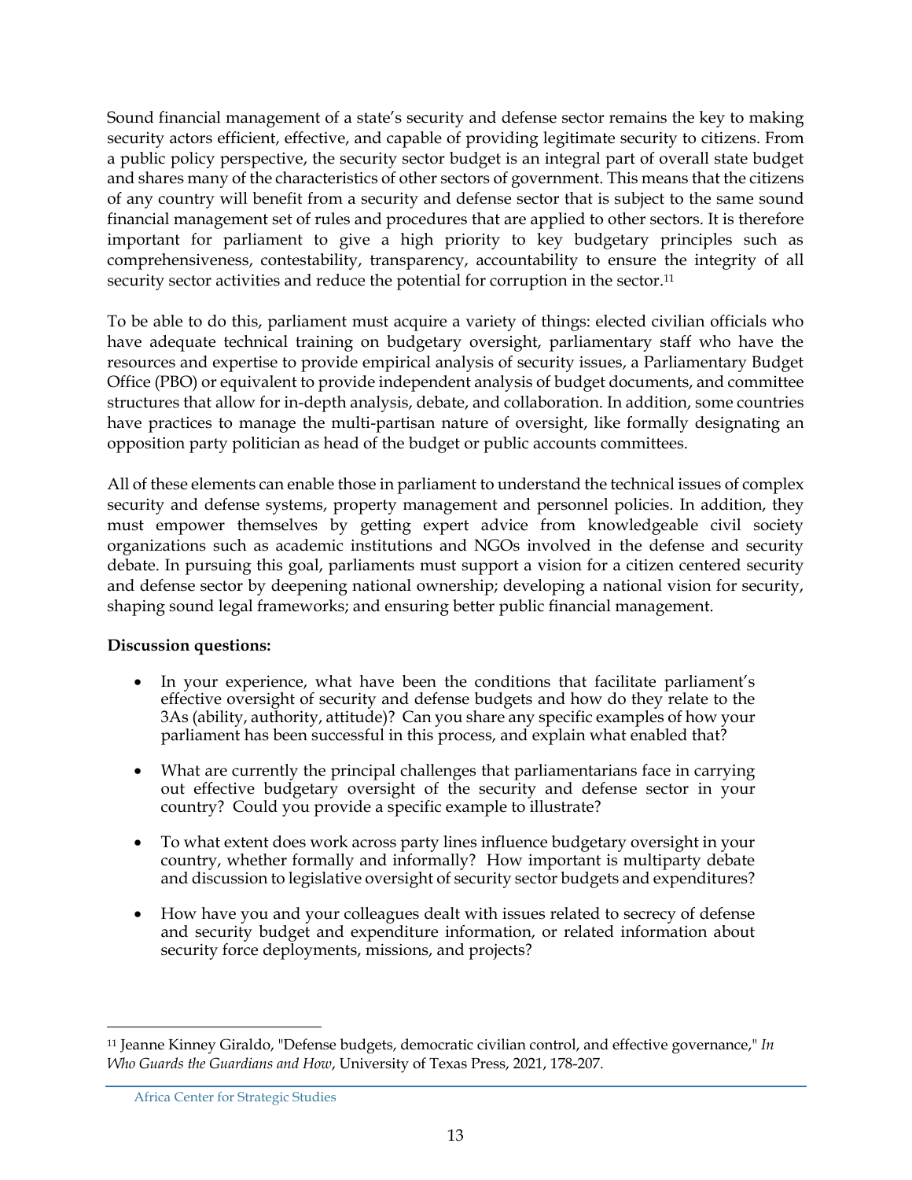Sound financial management of a state's security and defense sector remains the key to making security actors efficient, effective, and capable of providing legitimate security to citizens. From a public policy perspective, the security sector budget is an integral part of overall state budget and shares many of the characteristics of other sectors of government. This means that the citizens of any country will benefit from a security and defense sector that is subject to the same sound financial management set of rules and procedures that are applied to other sectors. It is therefore important for parliament to give a high priority to key budgetary principles such as comprehensiveness, contestability, transparency, accountability to ensure the integrity of all security sector activities and reduce the potential for corruption in the sector.[11]

To be able to do this, parliament must acquire a variety of things: elected civilian officials who have adequate technical training on budgetary oversight, parliamentary staff who have the resources and expertise to provide empirical analysis of security issues, a Parliamentary Budget Office (PBO) or equivalent to provide independent analysis of budget documents, and committee structures that allow for in-depth analysis, debate, and collaboration. In addition, some countries have practices to manage the multi-partisan nature of oversight, like formally designating an opposition party politician as head of the budget or public accounts committees.

All of these elements can enable those in parliament to understand the technical issues of complex security and defense systems, property management and personnel policies. In addition, they must empower themselves by getting expert advice from knowledgeable civil society organizations such as academic institutions and NGOs involved in the defense and security debate. In pursuing this goal, parliaments must support a vision for a citizen centered security and defense sector by deepening national ownership; developing a national vision for security, shaping sound legal frameworks; and ensuring better public financial management.

**Discussion questions:**

- In your experience, what have been the conditions that facilitate parliament's effective oversight of security and defense budgets and how do they relate to the 3As (ability, authority, attitude)? Can you share any specific examples of how your parliament has been successful in this process, and explain what enabled that?
- What are currently the principal challenges that parliamentarians face in carrying out effective budgetary oversight of the security and defense sector in your country? Could you provide a specific example to illustrate?
- To what extent does work across party lines influence budgetary oversight in your country, whether formally and informally? How important is multiparty debate and discussion to legislative oversight of security sector budgets and expenditures?
- How have you and your colleagues dealt with issues related to secrecy of defense and security budget and expenditure information, or related information about security force deployments, missions, and projects?

[11] Jeanne Kinney Giraldo, "Defense budgets, democratic civilian control, and effective governance," *In Who Guards the Guardians and How*, University of Texas Press, 2021, 178-207.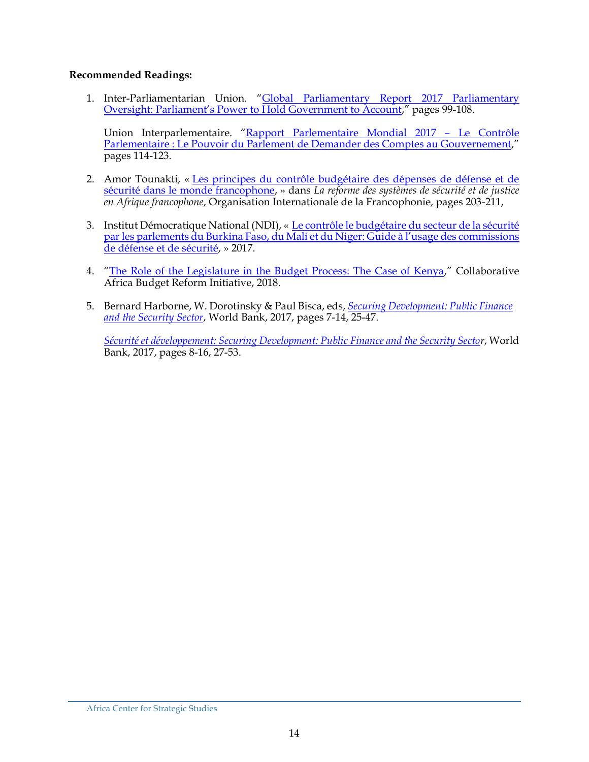**Recommended Readings:**

1. Inter-Parliamentarian Union. "Global Parliamentary Report 2017 Parliamentary Oversight: Parliament's Power to Hold Government to Account," pages 99-108.

   Union Interparlementaire. "Rapport Parlementaire Mondial 2017 – Le Contrôle Parlementaire : Le Pouvoir du Parlement de Demander des Comptes au Gouvernement," pages 114-123.

2. Amor Tounakti, « Les principes du contrôle budgétaire des dépenses de défense et de sécurité dans le monde francophone, » dans *La reforme des systèmes de sécurité et de justice en Afrique francophone*, Organisation Internationale de la Francophonie, pages 203-211,

3. Institut Démocratique National (NDI), « Le contrôle le budgétaire du secteur de la sécurité par les parlements du Burkina Faso, du Mali et du Niger: Guide à l'usage des commissions de défense et de sécurité, » 2017.

4. "The Role of the Legislature in the Budget Process: The Case of Kenya," Collaborative Africa Budget Reform Initiative, 2018.

5. Bernard Harborne, W. Dorotinsky & Paul Bisca, eds, *Securing Development: Public Finance and the Security Sector*, World Bank, 2017, pages 7-14, 25-47.

   *Sécurité et développement: Securing Development: Public Finance and the Security Sector*, World Bank, 2017, pages 8-16, 27-53.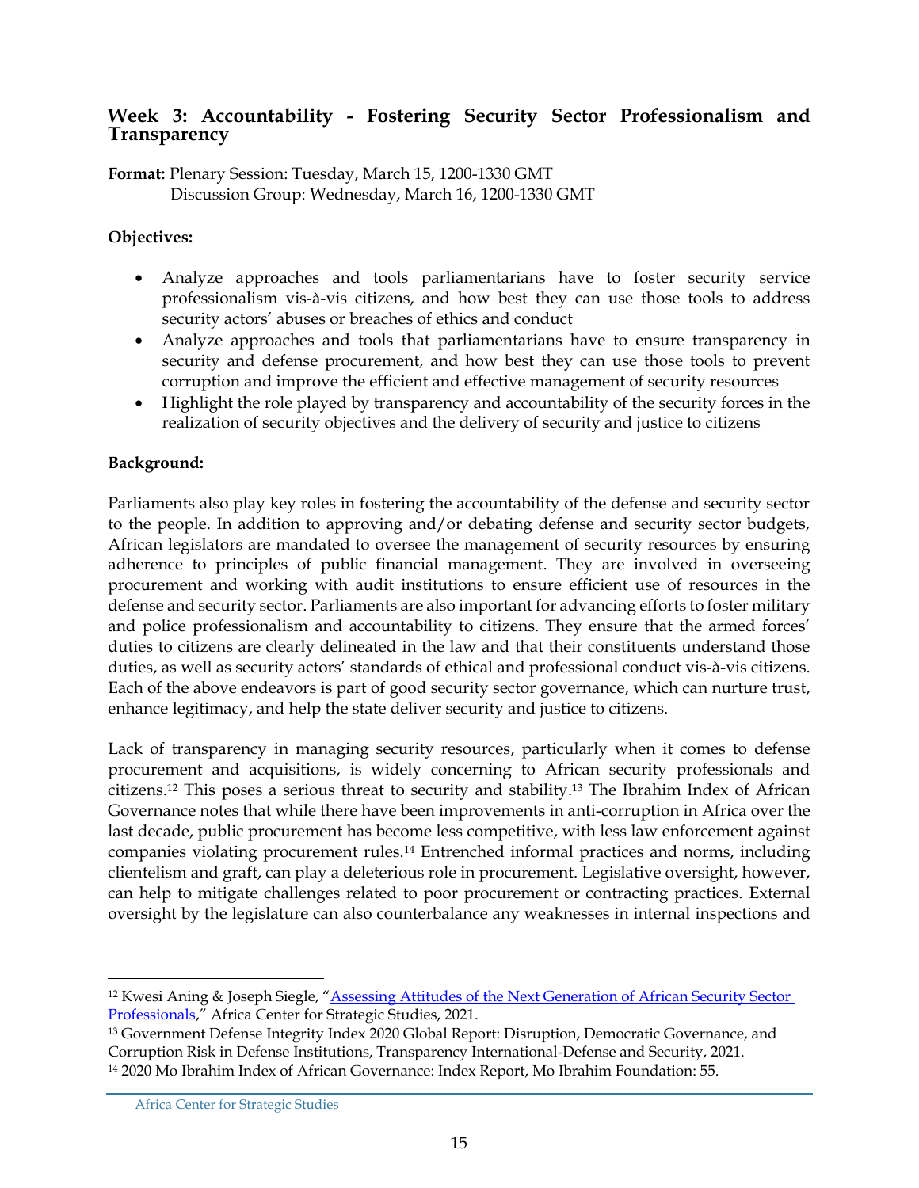## Week 3: Accountability - Fostering Security Sector Professionalism and Transparency

**Format:** Plenary Session: Tuesday, March 15, 1200-1330 GMT
Discussion Group: Wednesday, March 16, 1200-1330 GMT

**Objectives:**

- Analyze approaches and tools parliamentarians have to foster security service professionalism vis-à-vis citizens, and how best they can use those tools to address security actors' abuses or breaches of ethics and conduct
- Analyze approaches and tools that parliamentarians have to ensure transparency in security and defense procurement, and how best they can use those tools to prevent corruption and improve the efficient and effective management of security resources
- Highlight the role played by transparency and accountability of the security forces in the realization of security objectives and the delivery of security and justice to citizens

**Background:**

Parliaments also play key roles in fostering the accountability of the defense and security sector to the people. In addition to approving and/or debating defense and security sector budgets, African legislators are mandated to oversee the management of security resources by ensuring adherence to principles of public financial management. They are involved in overseeing procurement and working with audit institutions to ensure efficient use of resources in the defense and security sector. Parliaments are also important for advancing efforts to foster military and police professionalism and accountability to citizens. They ensure that the armed forces' duties to citizens are clearly delineated in the law and that their constituents understand those duties, as well as security actors' standards of ethical and professional conduct vis-à-vis citizens. Each of the above endeavors is part of good security sector governance, which can nurture trust, enhance legitimacy, and help the state deliver security and justice to citizens.

Lack of transparency in managing security resources, particularly when it comes to defense procurement and acquisitions, is widely concerning to African security professionals and citizens.[12] This poses a serious threat to security and stability.[13] The Ibrahim Index of African Governance notes that while there have been improvements in anti-corruption in Africa over the last decade, public procurement has become less competitive, with less law enforcement against companies violating procurement rules.[14] Entrenched informal practices and norms, including clientelism and graft, can play a deleterious role in procurement. Legislative oversight, however, can help to mitigate challenges related to poor procurement or contracting practices. External oversight by the legislature can also counterbalance any weaknesses in internal inspections and

---

[12] Kwesi Aning & Joseph Siegle, "Assessing Attitudes of the Next Generation of African Security Sector Professionals," Africa Center for Strategic Studies, 2021.

[13] Government Defense Integrity Index 2020 Global Report: Disruption, Democratic Governance, and Corruption Risk in Defense Institutions, Transparency International-Defense and Security, 2021.

[14] 2020 Mo Ibrahim Index of African Governance: Index Report, Mo Ibrahim Foundation: 55.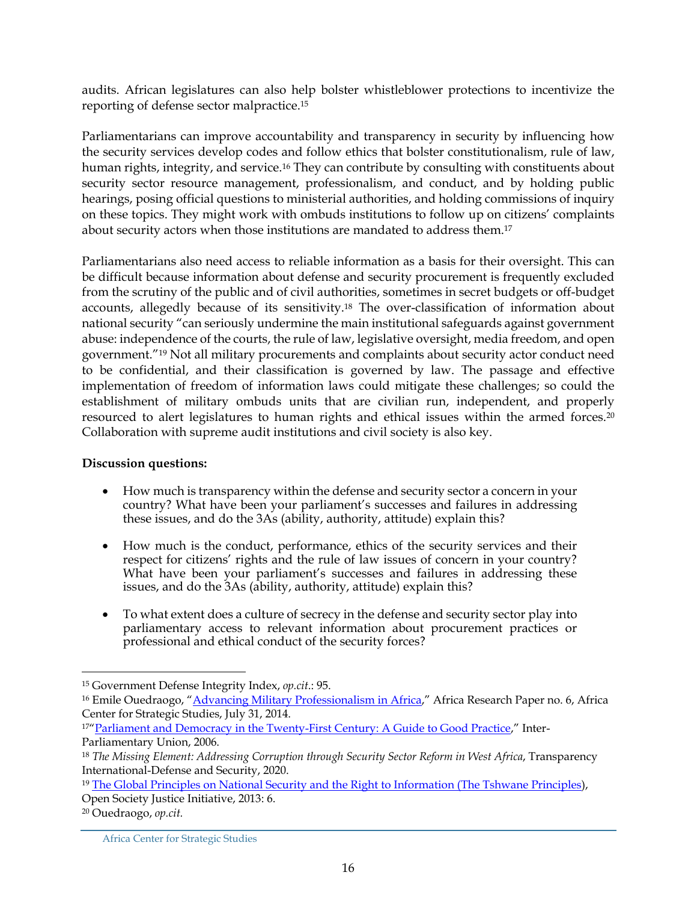audits. African legislatures can also help bolster whistleblower protections to incentivize the reporting of defense sector malpractice.[15]

Parliamentarians can improve accountability and transparency in security by influencing how the security services develop codes and follow ethics that bolster constitutionalism, rule of law, human rights, integrity, and service.[16] They can contribute by consulting with constituents about security sector resource management, professionalism, and conduct, and by holding public hearings, posing official questions to ministerial authorities, and holding commissions of inquiry on these topics. They might work with ombuds institutions to follow up on citizens' complaints about security actors when those institutions are mandated to address them.[17]

Parliamentarians also need access to reliable information as a basis for their oversight. This can be difficult because information about defense and security procurement is frequently excluded from the scrutiny of the public and of civil authorities, sometimes in secret budgets or off-budget accounts, allegedly because of its sensitivity.[18] The over-classification of information about national security "can seriously undermine the main institutional safeguards against government abuse: independence of the courts, the rule of law, legislative oversight, media freedom, and open government."[19] Not all military procurements and complaints about security actor conduct need to be confidential, and their classification is governed by law. The passage and effective implementation of freedom of information laws could mitigate these challenges; so could the establishment of military ombuds units that are civilian run, independent, and properly resourced to alert legislatures to human rights and ethical issues within the armed forces.[20] Collaboration with supreme audit institutions and civil society is also key.

**Discussion questions:**

- How much is transparency within the defense and security sector a concern in your country? What have been your parliament's successes and failures in addressing these issues, and do the 3As (ability, authority, attitude) explain this?
- How much is the conduct, performance, ethics of the security services and their respect for citizens' rights and the rule of law issues of concern in your country? What have been your parliament's successes and failures in addressing these issues, and do the 3As (ability, authority, attitude) explain this?
- To what extent does a culture of secrecy in the defense and security sector play into parliamentary access to relevant information about procurement practices or professional and ethical conduct of the security forces?

---

[15] Government Defense Integrity Index, *op.cit.*: 95.

[16] Emile Ouedraogo, "Advancing Military Professionalism in Africa," Africa Research Paper no. 6, Africa Center for Strategic Studies, July 31, 2014.

[17] "Parliament and Democracy in the Twenty-First Century: A Guide to Good Practice," Inter-Parliamentary Union, 2006.

[18] *The Missing Element: Addressing Corruption through Security Sector Reform in West Africa*, Transparency International-Defense and Security, 2020.

[19] The Global Principles on National Security and the Right to Information (The Tshwane Principles), Open Society Justice Initiative, 2013: 6.

[20] Ouedraogo, *op.cit.*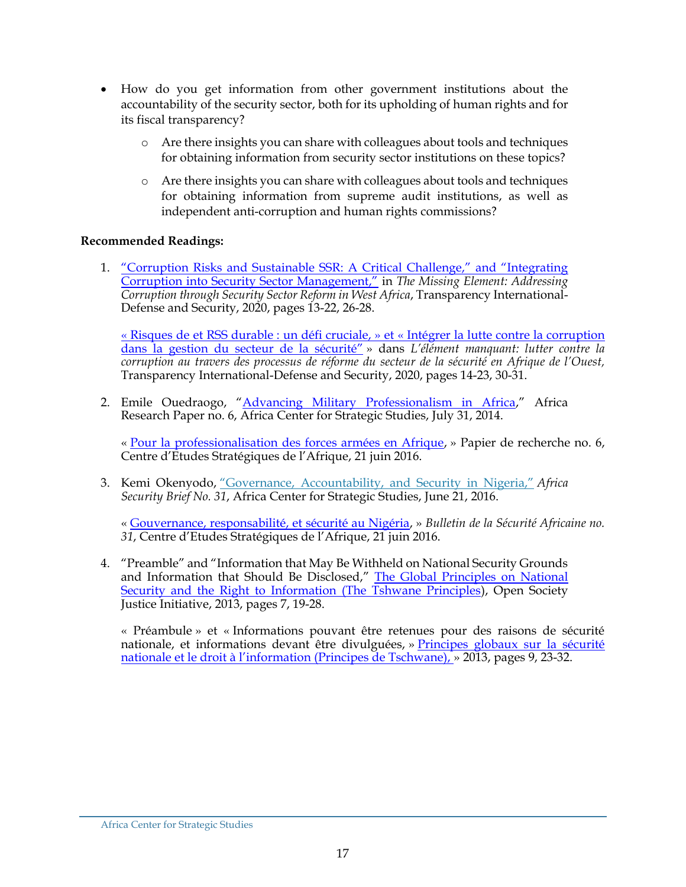- How do you get information from other government institutions about the accountability of the security sector, both for its upholding of human rights and for its fiscal transparency?
  - Are there insights you can share with colleagues about tools and techniques for obtaining information from security sector institutions on these topics?
  - Are there insights you can share with colleagues about tools and techniques for obtaining information from supreme audit institutions, as well as independent anti-corruption and human rights commissions?

**Recommended Readings:**

1. "Corruption Risks and Sustainable SSR: A Critical Challenge," and "Integrating Corruption into Security Sector Management," in *The Missing Element: Addressing Corruption through Security Sector Reform in West Africa*, Transparency International-Defense and Security, 2020, pages 13-22, 26-28.

   « Risques de et RSS durable : un défi cruciale, » et « Intégrer la lutte contre la corruption dans la gestion du secteur de la sécurité" » dans *L'élément manquant: lutter contre la corruption au travers des processus de réforme du secteur de la sécurité en Afrique de l'Ouest,* Transparency International-Defense and Security, 2020, pages 14-23, 30-31.

2. Emile Ouedraogo, "Advancing Military Professionalism in Africa," Africa Research Paper no. 6, Africa Center for Strategic Studies, July 31, 2014.

   « Pour la professionalisation des forces armées en Afrique, » Papier de recherche no. 6, Centre d'Etudes Stratégiques de l'Afrique, 21 juin 2016.

3. Kemi Okenyodo, "Governance, Accountability, and Security in Nigeria," *Africa Security Brief No. 31*, Africa Center for Strategic Studies, June 21, 2016.

   « Gouvernance, responsabilité, et sécurité au Nigéria, » *Bulletin de la Sécurité Africaine no. 31*, Centre d'Etudes Stratégiques de l'Afrique, 21 juin 2016.

4. "Preamble" and "Information that May Be Withheld on National Security Grounds and Information that Should Be Disclosed," The Global Principles on National Security and the Right to Information (The Tshwane Principles), Open Society Justice Initiative, 2013, pages 7, 19-28.

   « Préambule » et « Informations pouvant être retenues pour des raisons de sécurité nationale, et informations devant être divulguées, » Principes globaux sur la sécurité nationale et le droit à l'information (Principes de Tschwane), » 2013, pages 9, 23-32.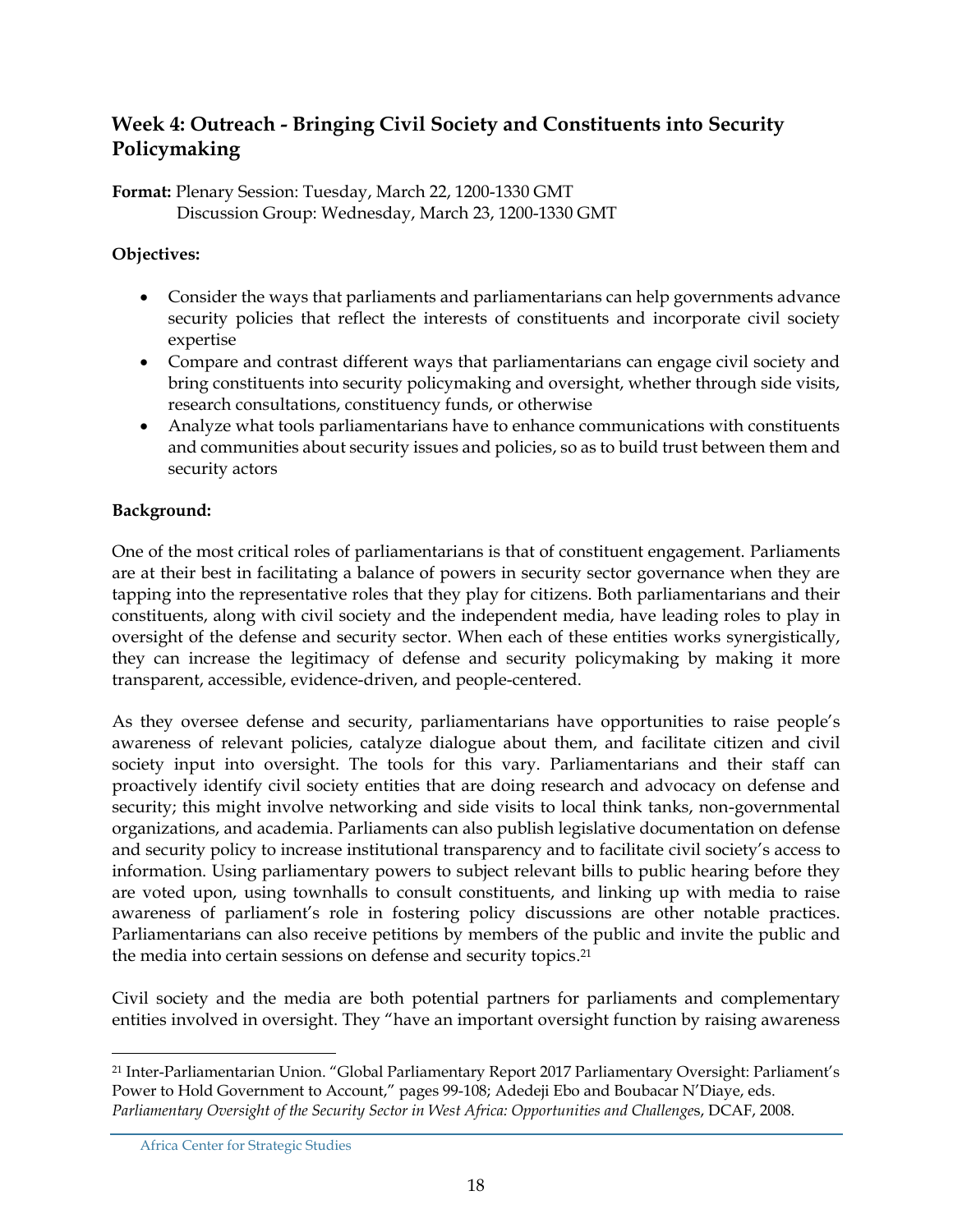## Week 4: Outreach - Bringing Civil Society and Constituents into Security Policymaking

**Format:** Plenary Session: Tuesday, March 22, 1200-1330 GMT
Discussion Group: Wednesday, March 23, 1200-1330 GMT

**Objectives:**

- Consider the ways that parliaments and parliamentarians can help governments advance security policies that reflect the interests of constituents and incorporate civil society expertise
- Compare and contrast different ways that parliamentarians can engage civil society and bring constituents into security policymaking and oversight, whether through side visits, research consultations, constituency funds, or otherwise
- Analyze what tools parliamentarians have to enhance communications with constituents and communities about security issues and policies, so as to build trust between them and security actors

**Background:**

One of the most critical roles of parliamentarians is that of constituent engagement. Parliaments are at their best in facilitating a balance of powers in security sector governance when they are tapping into the representative roles that they play for citizens. Both parliamentarians and their constituents, along with civil society and the independent media, have leading roles to play in oversight of the defense and security sector. When each of these entities works synergistically, they can increase the legitimacy of defense and security policymaking by making it more transparent, accessible, evidence-driven, and people-centered.

As they oversee defense and security, parliamentarians have opportunities to raise people's awareness of relevant policies, catalyze dialogue about them, and facilitate citizen and civil society input into oversight. The tools for this vary. Parliamentarians and their staff can proactively identify civil society entities that are doing research and advocacy on defense and security; this might involve networking and side visits to local think tanks, non-governmental organizations, and academia. Parliaments can also publish legislative documentation on defense and security policy to increase institutional transparency and to facilitate civil society's access to information. Using parliamentary powers to subject relevant bills to public hearing before they are voted upon, using townhalls to consult constituents, and linking up with media to raise awareness of parliament's role in fostering policy discussions are other notable practices. Parliamentarians can also receive petitions by members of the public and invite the public and the media into certain sessions on defense and security topics.[21]

Civil society and the media are both potential partners for parliaments and complementary entities involved in oversight. They "have an important oversight function by raising awareness

[21] Inter-Parliamentarian Union. "Global Parliamentary Report 2017 Parliamentary Oversight: Parliament's Power to Hold Government to Account," pages 99-108; Adedeji Ebo and Boubacar N'Diaye, eds. *Parliamentary Oversight of the Security Sector in West Africa: Opportunities and Challenges*, DCAF, 2008.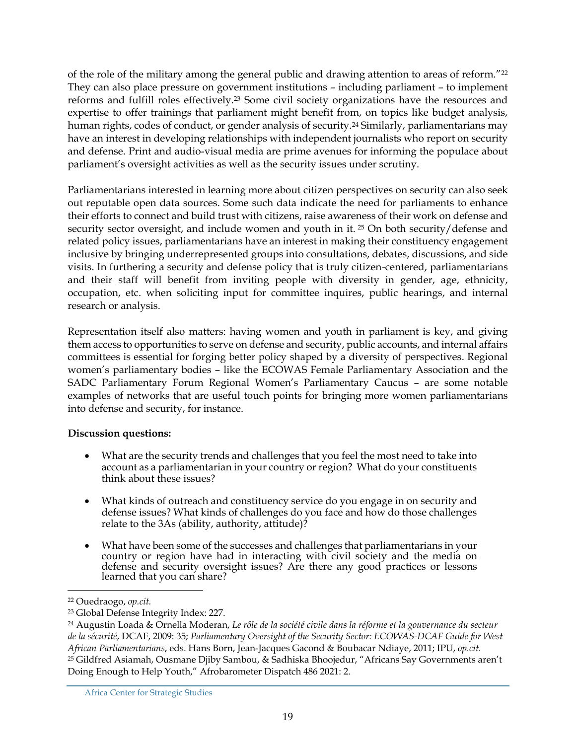of the role of the military among the general public and drawing attention to areas of reform."[22] They can also place pressure on government institutions – including parliament – to implement reforms and fulfill roles effectively.[23] Some civil society organizations have the resources and expertise to offer trainings that parliament might benefit from, on topics like budget analysis, human rights, codes of conduct, or gender analysis of security.[24] Similarly, parliamentarians may have an interest in developing relationships with independent journalists who report on security and defense. Print and audio-visual media are prime avenues for informing the populace about parliament's oversight activities as well as the security issues under scrutiny.

Parliamentarians interested in learning more about citizen perspectives on security can also seek out reputable open data sources. Some such data indicate the need for parliaments to enhance their efforts to connect and build trust with citizens, raise awareness of their work on defense and security sector oversight, and include women and youth in it.[25] On both security/defense and related policy issues, parliamentarians have an interest in making their constituency engagement inclusive by bringing underrepresented groups into consultations, debates, discussions, and side visits. In furthering a security and defense policy that is truly citizen-centered, parliamentarians and their staff will benefit from inviting people with diversity in gender, age, ethnicity, occupation, etc. when soliciting input for committee inquires, public hearings, and internal research or analysis.

Representation itself also matters: having women and youth in parliament is key, and giving them access to opportunities to serve on defense and security, public accounts, and internal affairs committees is essential for forging better policy shaped by a diversity of perspectives. Regional women's parliamentary bodies – like the ECOWAS Female Parliamentary Association and the SADC Parliamentary Forum Regional Women's Parliamentary Caucus – are some notable examples of networks that are useful touch points for bringing more women parliamentarians into defense and security, for instance.

**Discussion questions:**

- What are the security trends and challenges that you feel the most need to take into account as a parliamentarian in your country or region? What do your constituents think about these issues?
- What kinds of outreach and constituency service do you engage in on security and defense issues? What kinds of challenges do you face and how do those challenges relate to the 3As (ability, authority, attitude)?
- What have been some of the successes and challenges that parliamentarians in your country or region have had in interacting with civil society and the media on defense and security oversight issues? Are there any good practices or lessons learned that you can share?

---

[22] Ouedraogo, *op.cit.*

[23] Global Defense Integrity Index: 227.

[24] Augustin Loada & Ornella Moderan, *Le rôle de la société civile dans la réforme et la gouvernance du secteur de la sécurité*, DCAF, 2009: 35; *Parliamentary Oversight of the Security Sector: ECOWAS-DCAF Guide for West African Parliamentarians*, eds. Hans Born, Jean-Jacques Gacond & Boubacar Ndiaye, 2011; IPU, *op.cit.*

[25] Gildfred Asiamah, Ousmane Djiby Sambou, & Sadhiska Bhoojedur, "Africans Say Governments aren't Doing Enough to Help Youth," Afrobarometer Dispatch 486 2021: 2.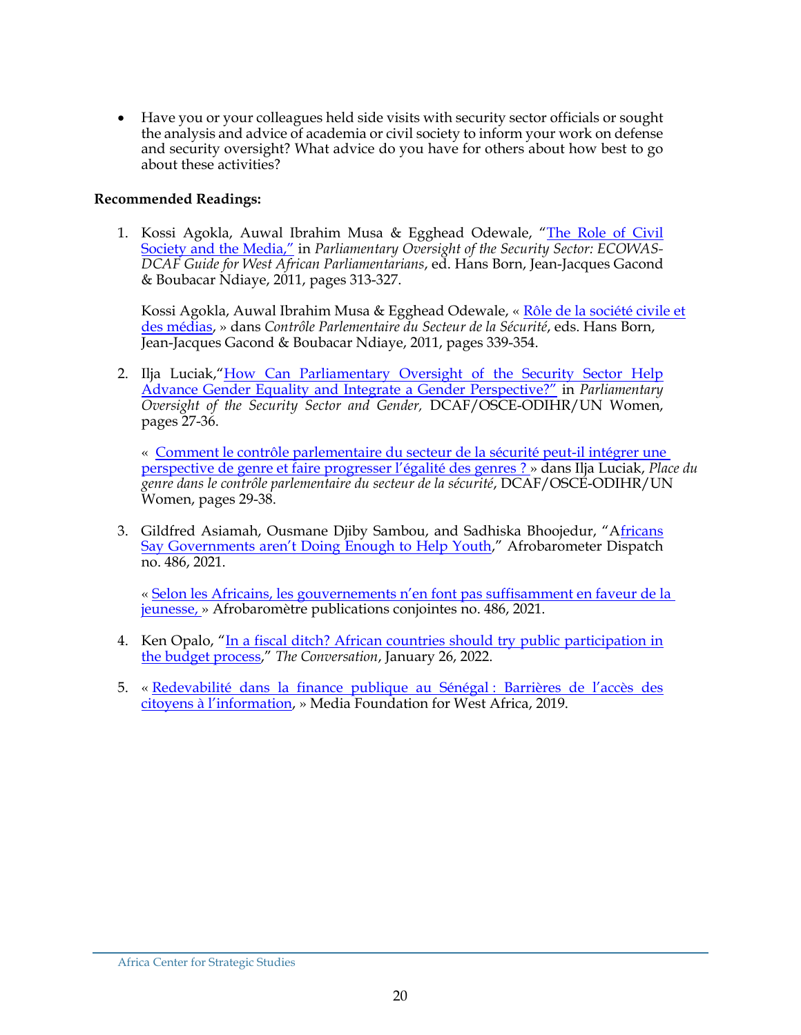- Have you or your colleagues held side visits with security sector officials or sought the analysis and advice of academia or civil society to inform your work on defense and security oversight? What advice do you have for others about how best to go about these activities?

**Recommended Readings:**

1. Kossi Agokla, Auwal Ibrahim Musa & Egghead Odewale, "The Role of Civil Society and the Media," in *Parliamentary Oversight of the Security Sector: ECOWAS-DCAF Guide for West African Parliamentarians*, ed. Hans Born, Jean-Jacques Gacond & Boubacar Ndiaye, 2011, pages 313-327.

   Kossi Agokla, Auwal Ibrahim Musa & Egghead Odewale, « Rôle de la société civile et des médias, » dans *Contrôle Parlementaire du Secteur de la Sécurité*, eds. Hans Born, Jean-Jacques Gacond & Boubacar Ndiaye, 2011, pages 339-354.

2. Ilja Luciak,"How Can Parliamentary Oversight of the Security Sector Help Advance Gender Equality and Integrate a Gender Perspective?" in *Parliamentary Oversight of the Security Sector and Gender,* DCAF/OSCE-ODIHR/UN Women, pages 27-36.

   « Comment le contrôle parlementaire du secteur de la sécurité peut-il intégrer une perspective de genre et faire progresser l'égalité des genres ? » dans Ilja Luciak, *Place du genre dans le contrôle parlementaire du secteur de la sécurité*, DCAF/OSCE-ODIHR/UN Women, pages 29-38.

3. Gildfred Asiamah, Ousmane Djiby Sambou, and Sadhiska Bhoojedur, "Africans Say Governments aren't Doing Enough to Help Youth," Afrobarometer Dispatch no. 486, 2021.

   « Selon les Africains, les gouvernements n'en font pas suffisamment en faveur de la jeunesse, » Afrobaromètre publications conjointes no. 486, 2021.

4. Ken Opalo, "In a fiscal ditch? African countries should try public participation in the budget process," *The Conversation*, January 26, 2022.

5. « Redevabilité dans la finance publique au Sénégal : Barrières de l'accès des citoyens à l'information, » Media Foundation for West Africa, 2019.